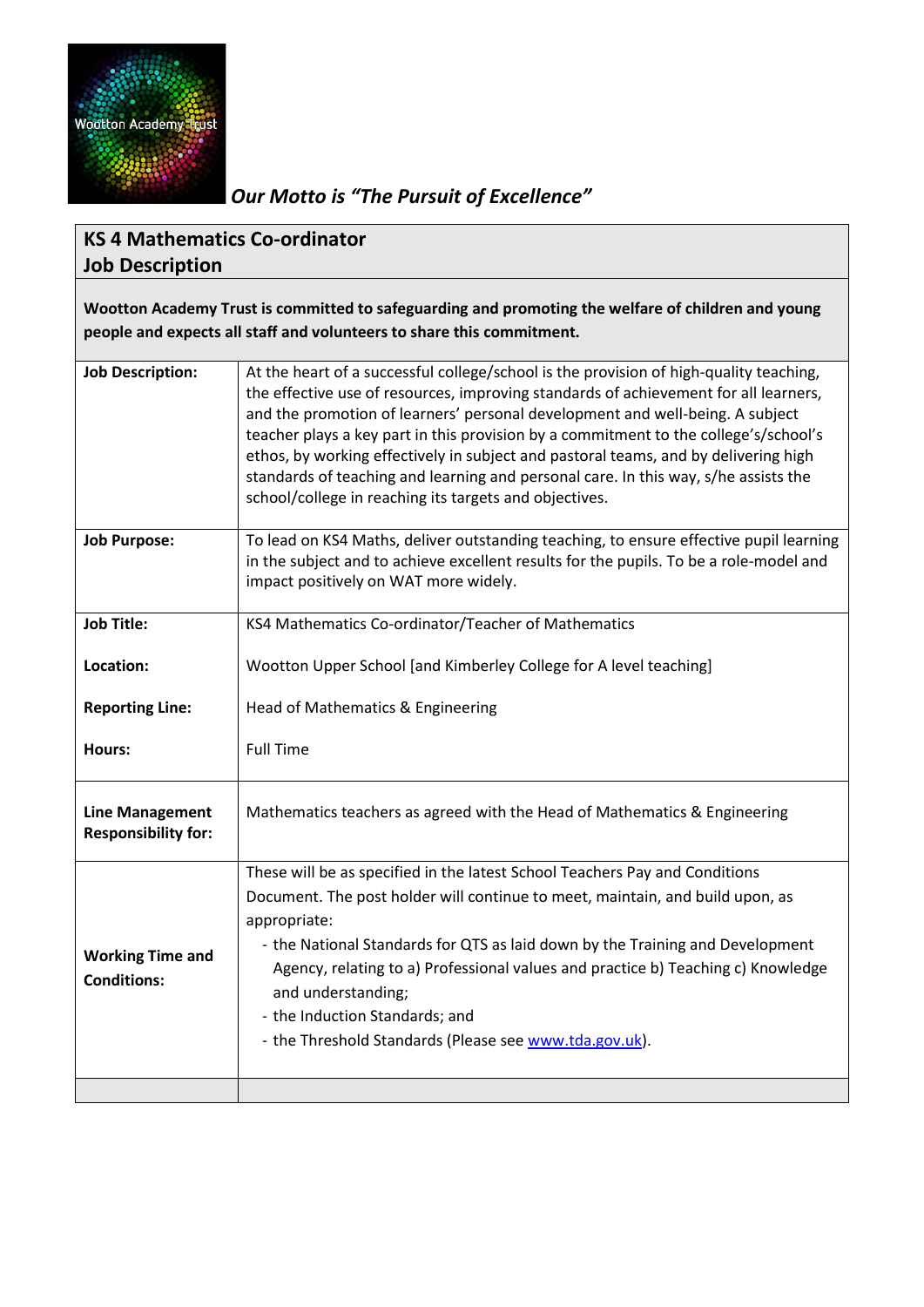Wootton Academy Trust

*Our Motto is "The Pursuit of Excellence"*

## KS 4 Mathematics Co-ordinator
## Job Description

**Wootton Academy Trust is committed to safeguarding and promoting the welfare of children and young people and expects all staff and volunteers to share this commitment.**

| | |
|---|---|
| **Job Description:** | At the heart of a successful college/school is the provision of high-quality teaching, the effective use of resources, improving standards of achievement for all learners, and the promotion of learners' personal development and well-being. A subject teacher plays a key part in this provision by a commitment to the college's/school's ethos, by working effectively in subject and pastoral teams, and by delivering high standards of teaching and learning and personal care. In this way, s/he assists the school/college in reaching its targets and objectives. |
| **Job Purpose:** | To lead on KS4 Maths, deliver outstanding teaching, to ensure effective pupil learning in the subject and to achieve excellent results for the pupils. To be a role-model and impact positively on WAT more widely. |
| **Job Title:** | KS4 Mathematics Co-ordinator/Teacher of Mathematics |
| **Location:** | Wootton Upper School [and Kimberley College for A level teaching] |
| **Reporting Line:** | Head of Mathematics & Engineering |
| **Hours:** | Full Time |
| **Line Management Responsibility for:** | Mathematics teachers as agreed with the Head of Mathematics & Engineering |
| **Working Time and Conditions:** | These will be as specified in the latest School Teachers Pay and Conditions Document. The post holder will continue to meet, maintain, and build upon, as appropriate:<br>- the National Standards for QTS as laid down by the Training and Development Agency, relating to a) Professional values and practice b) Teaching c) Knowledge and understanding;<br>- the Induction Standards; and<br>- the Threshold Standards (Please see www.tda.gov.uk). |
| | |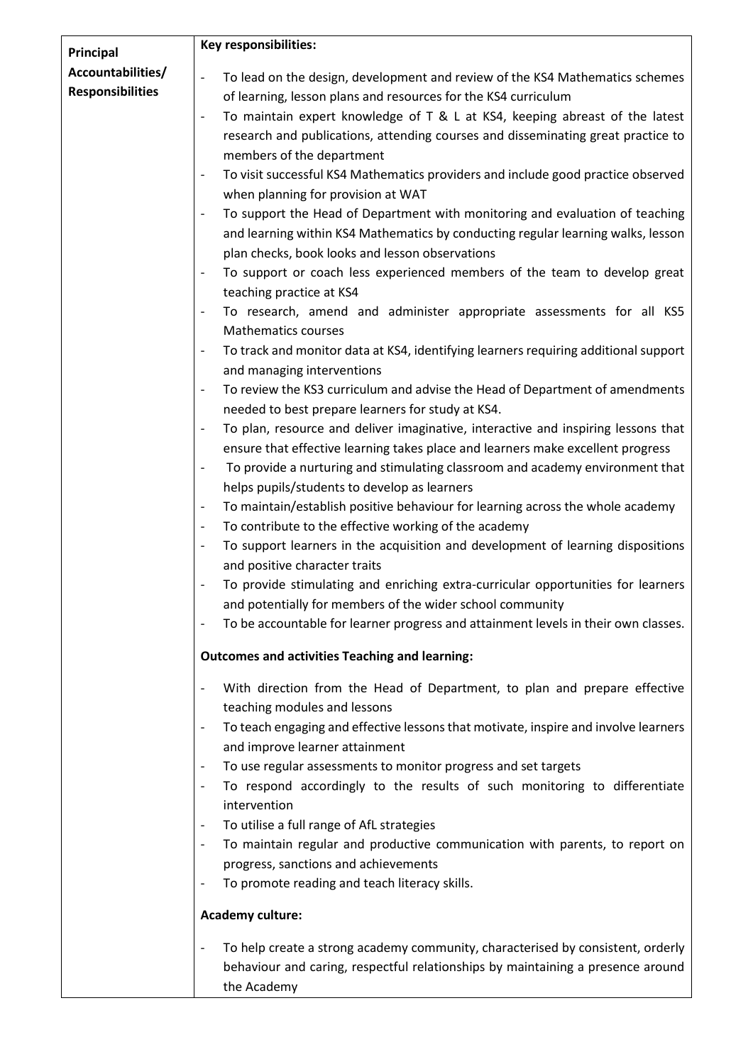| Principal Accountabilities/ Responsibilities | **Key responsibilities:**<br>- To lead on the design, development and review of the KS4 Mathematics schemes of learning, lesson plans and resources for the KS4 curriculum<br>- To maintain expert knowledge of T & L at KS4, keeping abreast of the latest research and publications, attending courses and disseminating great practice to members of the department<br>- To visit successful KS4 Mathematics providers and include good practice observed when planning for provision at WAT<br>- To support the Head of Department with monitoring and evaluation of teaching and learning within KS4 Mathematics by conducting regular learning walks, lesson plan checks, book looks and lesson observations<br>- To support or coach less experienced members of the team to develop great teaching practice at KS4<br>- To research, amend and administer appropriate assessments for all KS5 Mathematics courses<br>- To track and monitor data at KS4, identifying learners requiring additional support and managing interventions<br>- To review the KS3 curriculum and advise the Head of Department of amendments needed to best prepare learners for study at KS4.<br>- To plan, resource and deliver imaginative, interactive and inspiring lessons that ensure that effective learning takes place and learners make excellent progress<br>- To provide a nurturing and stimulating classroom and academy environment that helps pupils/students to develop as learners<br>- To maintain/establish positive behaviour for learning across the whole academy<br>- To contribute to the effective working of the academy<br>- To support learners in the acquisition and development of learning dispositions and positive character traits<br>- To provide stimulating and enriching extra-curricular opportunities for learners and potentially for members of the wider school community<br>- To be accountable for learner progress and attainment levels in their own classes.<br><br>**Outcomes and activities Teaching and learning:**<br>- With direction from the Head of Department, to plan and prepare effective teaching modules and lessons<br>- To teach engaging and effective lessons that motivate, inspire and involve learners and improve learner attainment<br>- To use regular assessments to monitor progress and set targets<br>- To respond accordingly to the results of such monitoring to differentiate intervention<br>- To utilise a full range of AfL strategies<br>- To maintain regular and productive communication with parents, to report on progress, sanctions and achievements<br>- To promote reading and teach literacy skills.<br><br>**Academy culture:**<br>- To help create a strong academy community, characterised by consistent, orderly behaviour and caring, respectful relationships by maintaining a presence around the Academy |
|---|---|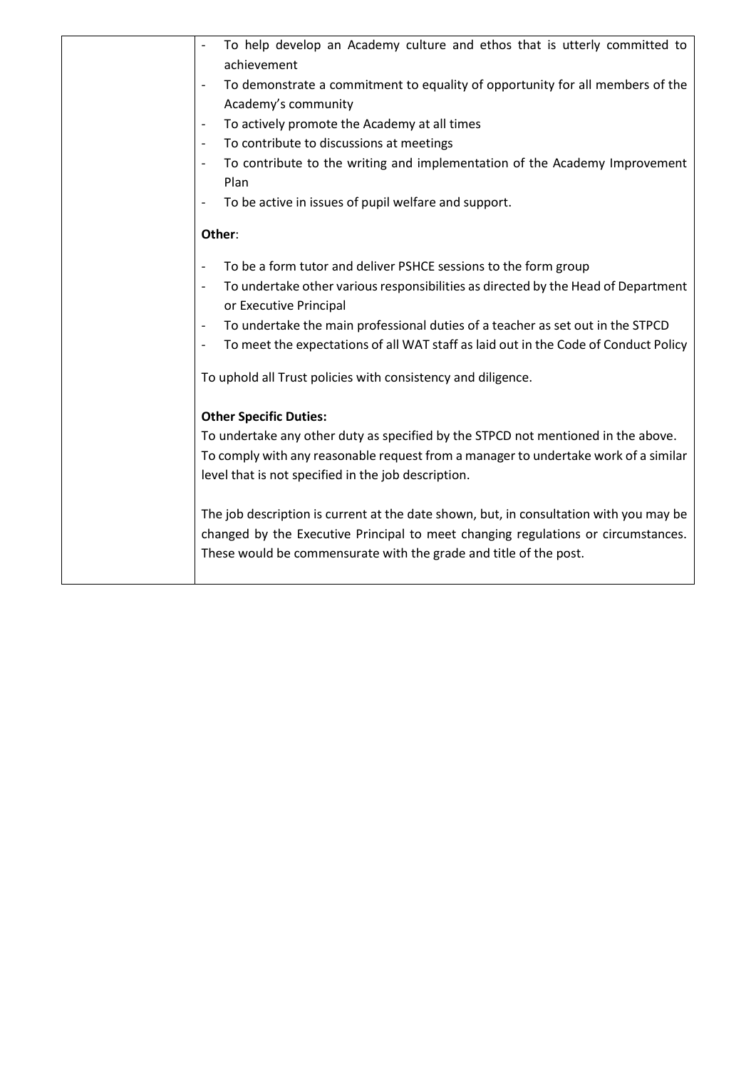| | |
|---|---|
| | - To help develop an Academy culture and ethos that is utterly committed to achievement<br>- To demonstrate a commitment to equality of opportunity for all members of the Academy's community<br>- To actively promote the Academy at all times<br>- To contribute to discussions at meetings<br>- To contribute to the writing and implementation of the Academy Improvement Plan<br>- To be active in issues of pupil welfare and support.<br><br>**Other**:<br><br>- To be a form tutor and deliver PSHCE sessions to the form group<br>- To undertake other various responsibilities as directed by the Head of Department or Executive Principal<br>- To undertake the main professional duties of a teacher as set out in the STPCD<br>- To meet the expectations of all WAT staff as laid out in the Code of Conduct Policy<br><br>To uphold all Trust policies with consistency and diligence.<br><br>**Other Specific Duties:**<br>To undertake any other duty as specified by the STPCD not mentioned in the above.<br>To comply with any reasonable request from a manager to undertake work of a similar level that is not specified in the job description.<br><br>The job description is current at the date shown, but, in consultation with you may be changed by the Executive Principal to meet changing regulations or circumstances. These would be commensurate with the grade and title of the post. |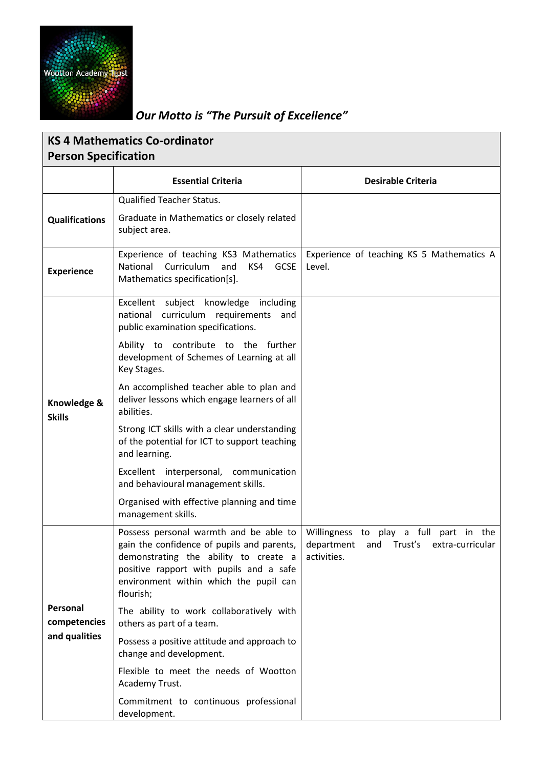Wootton Academy Trust

*Our Motto is "The Pursuit of Excellence"*

## KS 4 Mathematics Co-ordinator
## Person Specification

| | Essential Criteria | Desirable Criteria |
|---|---|---|
| **Qualifications** | Qualified Teacher Status.<br><br>Graduate in Mathematics or closely related subject area. | |
| **Experience** | Experience of teaching KS3 Mathematics National Curriculum and KS4 GCSE Mathematics specification[s]. | Experience of teaching KS 5 Mathematics A Level. |
| **Knowledge & Skills** | Excellent subject knowledge including national curriculum requirements and public examination specifications.<br><br>Ability to contribute to the further development of Schemes of Learning at all Key Stages.<br><br>An accomplished teacher able to plan and deliver lessons which engage learners of all abilities.<br><br>Strong ICT skills with a clear understanding of the potential for ICT to support teaching and learning.<br><br>Excellent interpersonal, communication and behavioural management skills.<br><br>Organised with effective planning and time management skills. | |
| **Personal competencies and qualities** | Possess personal warmth and be able to gain the confidence of pupils and parents, demonstrating the ability to create a positive rapport with pupils and a safe environment within which the pupil can flourish;<br><br>The ability to work collaboratively with others as part of a team.<br><br>Possess a positive attitude and approach to change and development.<br><br>Flexible to meet the needs of Wootton Academy Trust.<br><br>Commitment to continuous professional development. | Willingness to play a full part in the department and Trust's extra-curricular activities. |